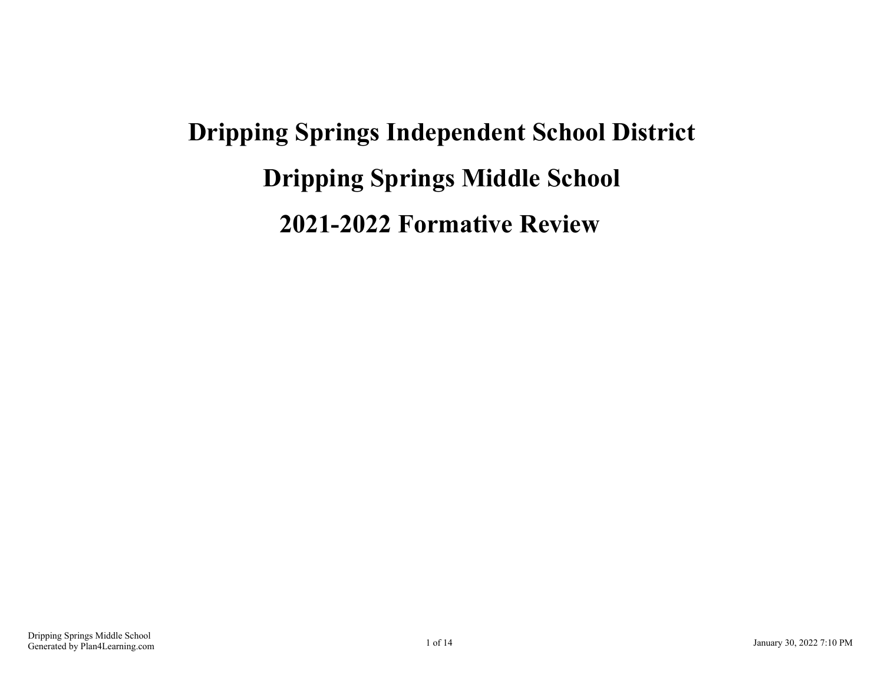# Dripping Springs Independent School District

# Dripping Springs Middle School

# 2021-2022 Formative Review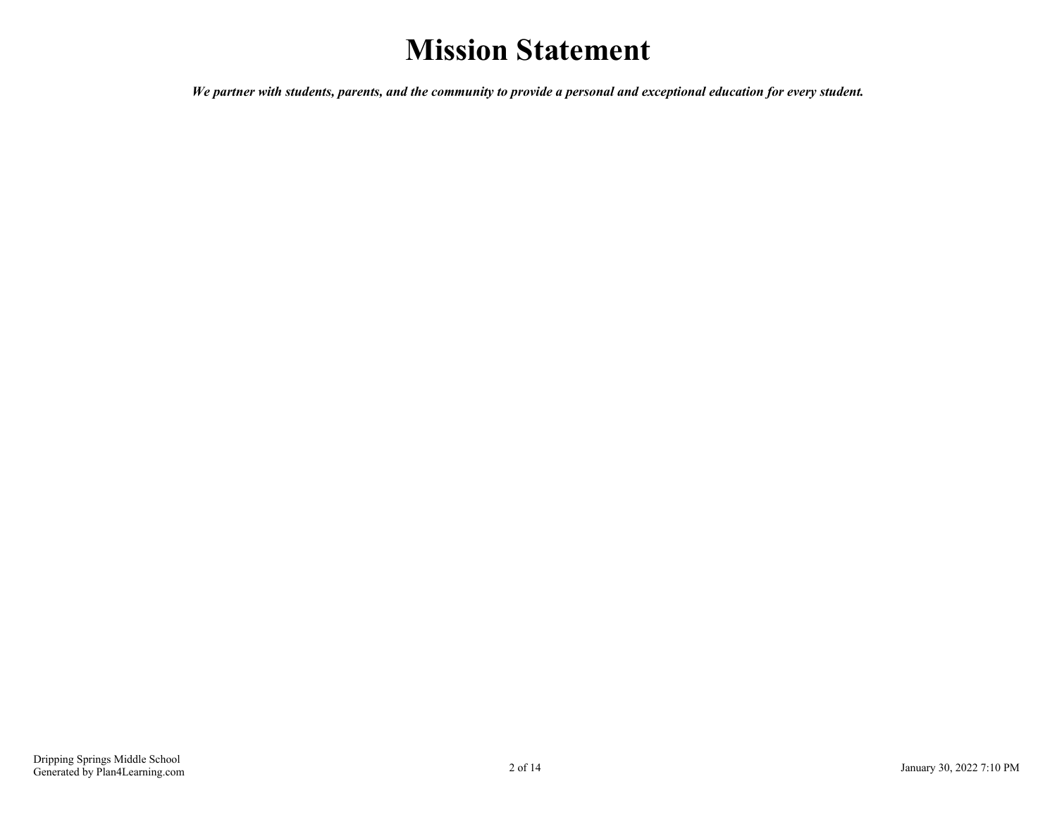# Mission Statement

***We partner with students, parents, and the community to provide a personal and exceptional education for every student.***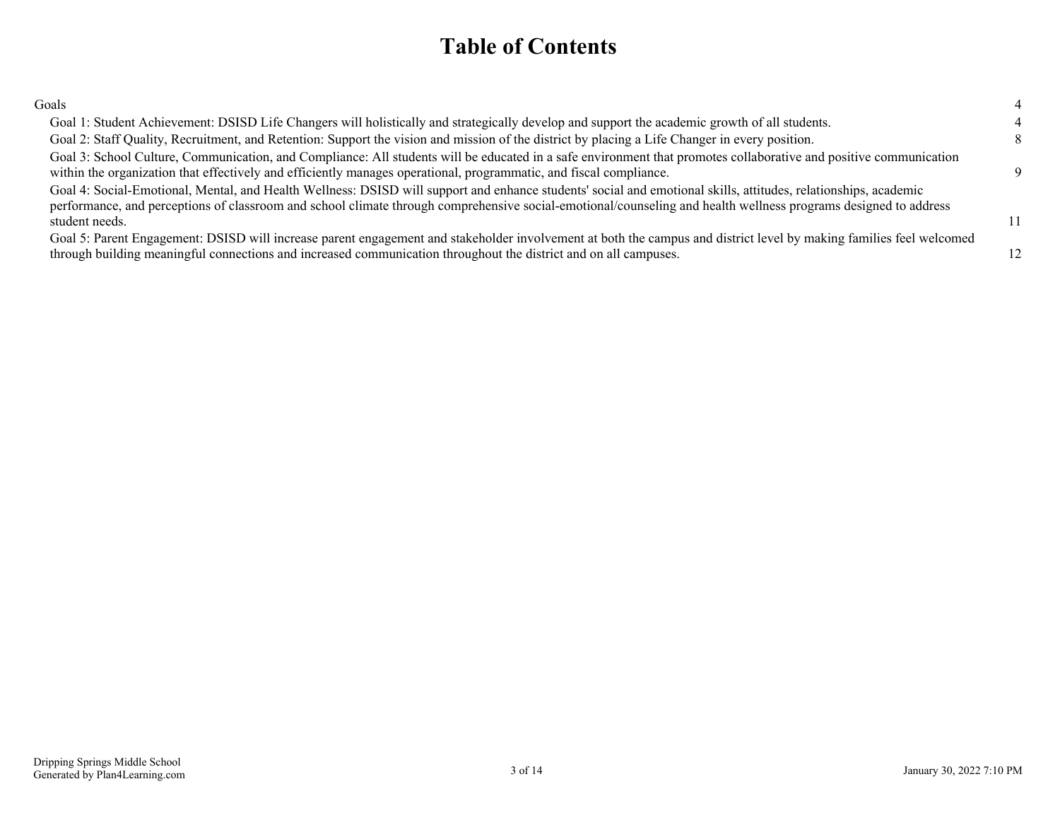# Table of Contents

| | |
|---|---|
| Goals | 4 |
| Goal 1: Student Achievement: DSISD Life Changers will holistically and strategically develop and support the academic growth of all students. | 4 |
| Goal 2: Staff Quality, Recruitment, and Retention: Support the vision and mission of the district by placing a Life Changer in every position. | 8 |
| Goal 3: School Culture, Communication, and Compliance: All students will be educated in a safe environment that promotes collaborative and positive communication within the organization that effectively and efficiently manages operational, programmatic, and fiscal compliance. | 9 |
| Goal 4: Social-Emotional, Mental, and Health Wellness: DSISD will support and enhance students' social and emotional skills, attitudes, relationships, academic performance, and perceptions of classroom and school climate through comprehensive social-emotional/counseling and health wellness programs designed to address student needs. | 11 |
| Goal 5: Parent Engagement: DSISD will increase parent engagement and stakeholder involvement at both the campus and district level by making families feel welcomed through building meaningful connections and increased communication throughout the district and on all campuses. | 12 |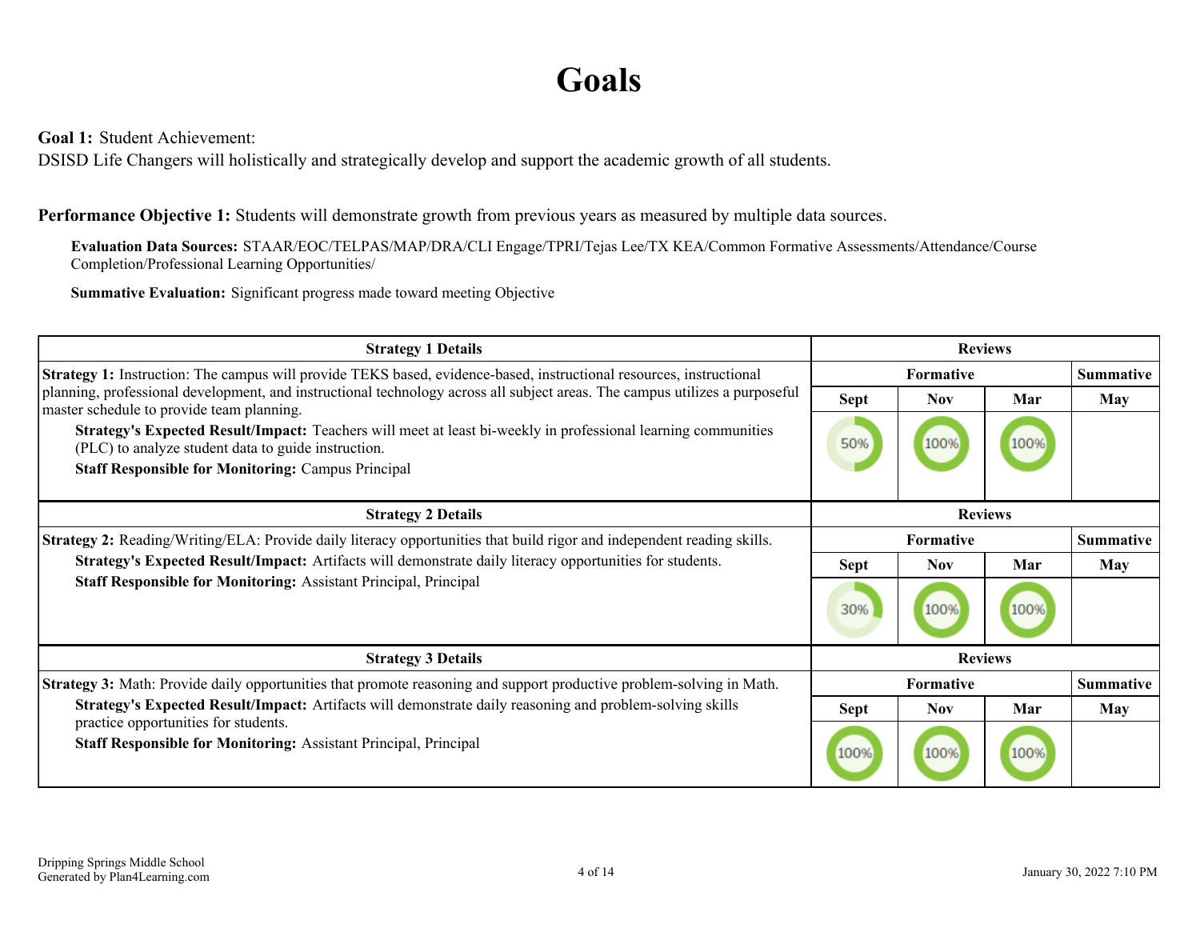# Goals

**Goal 1:** Student Achievement:
DSISD Life Changers will holistically and strategically develop and support the academic growth of all students.

**Performance Objective 1:** Students will demonstrate growth from previous years as measured by multiple data sources.

**Evaluation Data Sources:** STAAR/EOC/TELPAS/MAP/DRA/CLI Engage/TPRI/Tejas Lee/TX KEA/Common Formative Assessments/Attendance/Course Completion/Professional Learning Opportunities/

**Summative Evaluation:** Significant progress made toward meeting Objective

| Strategy 1 Details | Reviews | | | |
|---|---|---|---|---|
| | Formative | | | Summative |
| | Sept | Nov | Mar | May |
| **Strategy 1:** Instruction: The campus will provide TEKS based, evidence-based, instructional resources, instructional planning, professional development, and instructional technology across all subject areas. The campus utilizes a purposeful master schedule to provide team planning. **Strategy's Expected Result/Impact:** Teachers will meet at least bi-weekly in professional learning communities (PLC) to analyze student data to guide instruction. **Staff Responsible for Monitoring:** Campus Principal | 50% | 100% | 100% | |

| Strategy 2 Details | Reviews | | | |
|---|---|---|---|---|
| | Formative | | | Summative |
| | Sept | Nov | Mar | May |
| **Strategy 2:** Reading/Writing/ELA: Provide daily literacy opportunities that build rigor and independent reading skills. **Strategy's Expected Result/Impact:** Artifacts will demonstrate daily literacy opportunities for students. **Staff Responsible for Monitoring:** Assistant Principal, Principal | 30% | 100% | 100% | |

| Strategy 3 Details | Reviews | | | |
|---|---|---|---|---|
| | Formative | | | Summative |
| | Sept | Nov | Mar | May |
| **Strategy 3:** Math: Provide daily opportunities that promote reasoning and support productive problem-solving in Math. **Strategy's Expected Result/Impact:** Artifacts will demonstrate daily reasoning and problem-solving skills practice opportunities for students. **Staff Responsible for Monitoring:** Assistant Principal, Principal | 100% | 100% | 100% | |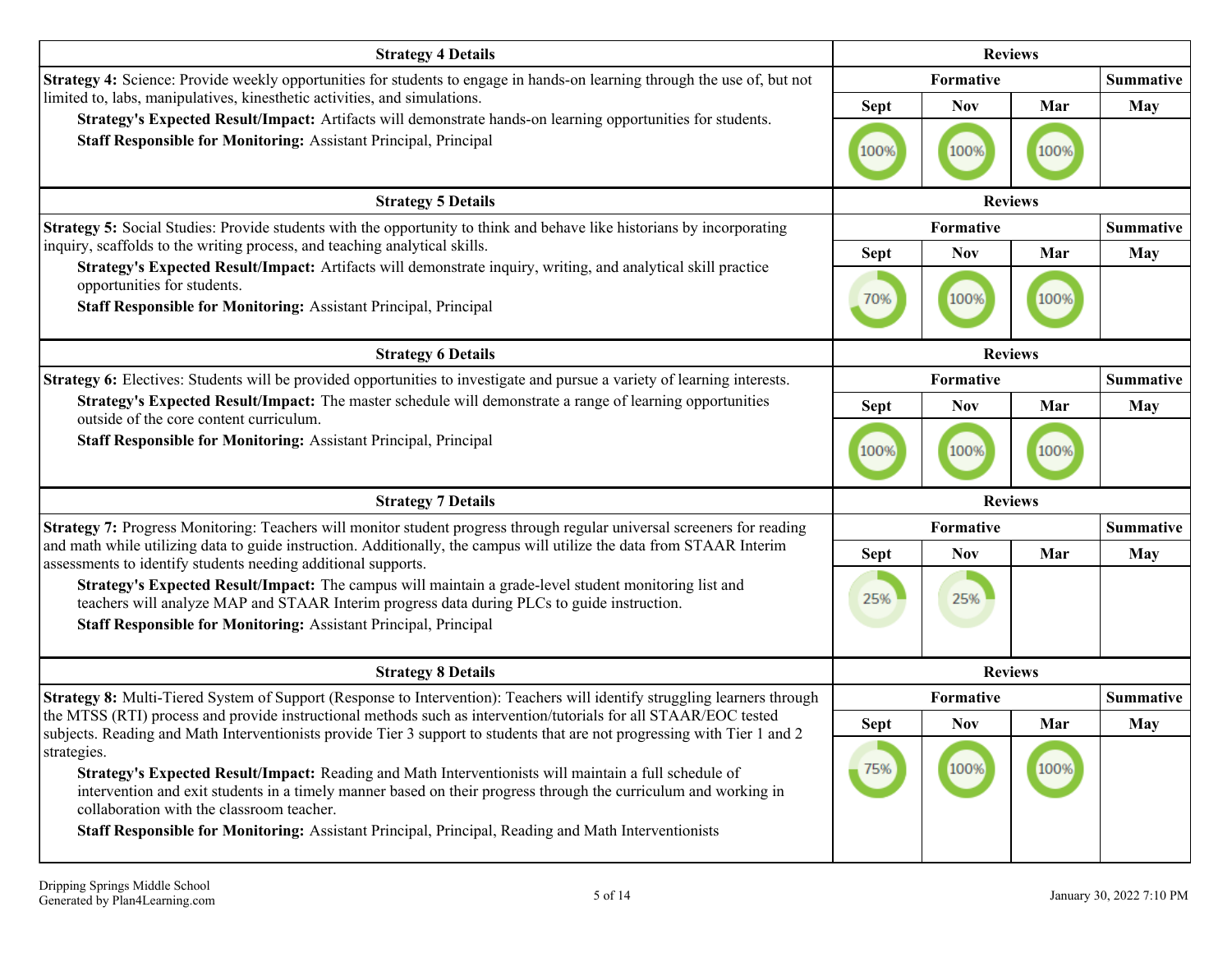| Strategy 4 Details | Reviews | | | |
|---|---|---|---|---|
| **Strategy 4:** Science: Provide weekly opportunities for students to engage in hands-on learning through the use of, but not limited to, labs, manipulatives, kinesthetic activities, and simulations.<br>**Strategy's Expected Result/Impact:** Artifacts will demonstrate hands-on learning opportunities for students.<br>**Staff Responsible for Monitoring:** Assistant Principal, Principal | **Formative** | | | **Summative** |
| | Sept | Nov | Mar | May |
| | 100% | 100% | 100% | |

| Strategy 5 Details | Reviews | | | |
|---|---|---|---|---|
| **Strategy 5:** Social Studies: Provide students with the opportunity to think and behave like historians by incorporating inquiry, scaffolds to the writing process, and teaching analytical skills.<br>**Strategy's Expected Result/Impact:** Artifacts will demonstrate inquiry, writing, and analytical skill practice opportunities for students.<br>**Staff Responsible for Monitoring:** Assistant Principal, Principal | **Formative** | | | **Summative** |
| | Sept | Nov | Mar | May |
| | 70% | 100% | 100% | |

| Strategy 6 Details | Reviews | | | |
|---|---|---|---|---|
| **Strategy 6:** Electives: Students will be provided opportunities to investigate and pursue a variety of learning interests.<br>**Strategy's Expected Result/Impact:** The master schedule will demonstrate a range of learning opportunities outside of the core content curriculum.<br>**Staff Responsible for Monitoring:** Assistant Principal, Principal | **Formative** | | | **Summative** |
| | Sept | Nov | Mar | May |
| | 100% | 100% | 100% | |

| Strategy 7 Details | Reviews | | | |
|---|---|---|---|---|
| **Strategy 7:** Progress Monitoring: Teachers will monitor student progress through regular universal screeners for reading and math while utilizing data to guide instruction. Additionally, the campus will utilize the data from STAAR Interim assessments to identify students needing additional supports.<br>**Strategy's Expected Result/Impact:** The campus will maintain a grade-level student monitoring list and teachers will analyze MAP and STAAR Interim progress data during PLCs to guide instruction.<br>**Staff Responsible for Monitoring:** Assistant Principal, Principal | **Formative** | | | **Summative** |
| | Sept | Nov | Mar | May |
| | 25% | 25% | | |

| Strategy 8 Details | Reviews | | | |
|---|---|---|---|---|
| **Strategy 8:** Multi-Tiered System of Support (Response to Intervention): Teachers will identify struggling learners through the MTSS (RTI) process and provide instructional methods such as intervention/tutorials for all STAAR/EOC tested subjects. Reading and Math Interventionists provide Tier 3 support to students that are not progressing with Tier 1 and 2 strategies.<br>**Strategy's Expected Result/Impact:** Reading and Math Interventionists will maintain a full schedule of intervention and exit students in a timely manner based on their progress through the curriculum and working in collaboration with the classroom teacher.<br>**Staff Responsible for Monitoring:** Assistant Principal, Principal, Reading and Math Interventionists | **Formative** | | | **Summative** |
| | Sept | Nov | Mar | May |
| | 75% | 100% | 100% | |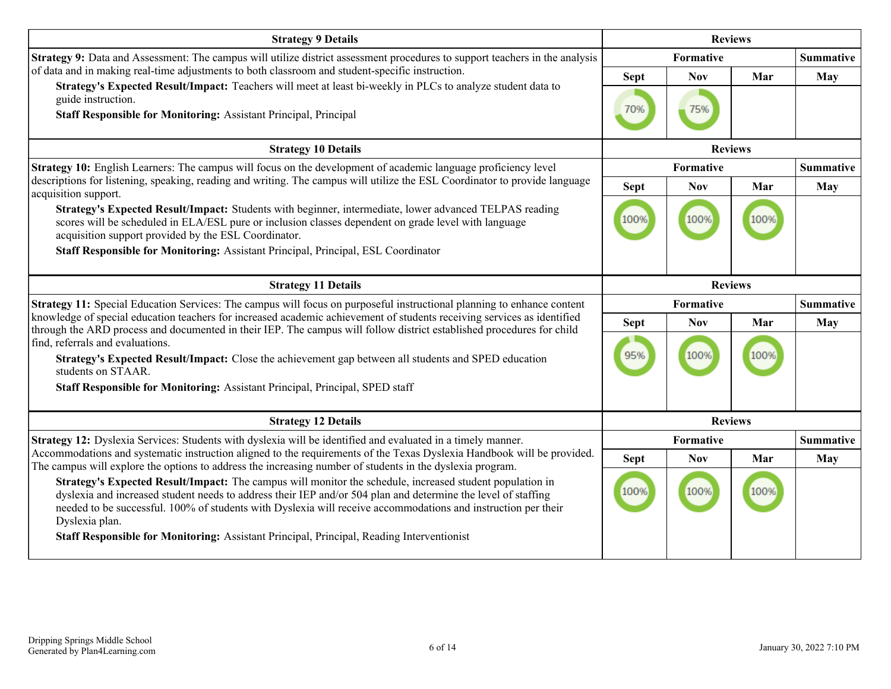| Strategy 9 Details | Reviews | | | |
|---|---|---|---|---|
| **Strategy 9:** Data and Assessment: The campus will utilize district assessment procedures to support teachers in the analysis of data and in making real-time adjustments to both classroom and student-specific instruction.<br>**Strategy's Expected Result/Impact:** Teachers will meet at least bi-weekly in PLCs to analyze student data to guide instruction.<br>**Staff Responsible for Monitoring:** Assistant Principal, Principal | **Formative** | | | **Summative** |
| | **Sept** | **Nov** | **Mar** | **May** |
| | 70% | 75% | | |

| Strategy 10 Details | Reviews | | | |
|---|---|---|---|---|
| **Strategy 10:** English Learners: The campus will focus on the development of academic language proficiency level descriptions for listening, speaking, reading and writing. The campus will utilize the ESL Coordinator to provide language acquisition support.<br>**Strategy's Expected Result/Impact:** Students with beginner, intermediate, lower advanced TELPAS reading scores will be scheduled in ELA/ESL pure or inclusion classes dependent on grade level with language acquisition support provided by the ESL Coordinator.<br>**Staff Responsible for Monitoring:** Assistant Principal, Principal, ESL Coordinator | **Formative** | | | **Summative** |
| | **Sept** | **Nov** | **Mar** | **May** |
| | 100% | 100% | 100% | |

| Strategy 11 Details | Reviews | | | |
|---|---|---|---|---|
| **Strategy 11:** Special Education Services: The campus will focus on purposeful instructional planning to enhance content knowledge of special education teachers for increased academic achievement of students receiving services as identified through the ARD process and documented in their IEP. The campus will follow district established procedures for child find, referrals and evaluations.<br>**Strategy's Expected Result/Impact:** Close the achievement gap between all students and SPED education students on STAAR.<br>**Staff Responsible for Monitoring:** Assistant Principal, Principal, SPED staff | **Formative** | | | **Summative** |
| | **Sept** | **Nov** | **Mar** | **May** |
| | 95% | 100% | 100% | |

| Strategy 12 Details | Reviews | | | |
|---|---|---|---|---|
| **Strategy 12:** Dyslexia Services: Students with dyslexia will be identified and evaluated in a timely manner. Accommodations and systematic instruction aligned to the requirements of the Texas Dyslexia Handbook will be provided. The campus will explore the options to address the increasing number of students in the dyslexia program.<br>**Strategy's Expected Result/Impact:** The campus will monitor the schedule, increased student population in dyslexia and increased student needs to address their IEP and/or 504 plan and determine the level of staffing needed to be successful. 100% of students with Dyslexia will receive accommodations and instruction per their Dyslexia plan.<br>**Staff Responsible for Monitoring:** Assistant Principal, Principal, Reading Interventionist | **Formative** | | | **Summative** |
| | **Sept** | **Nov** | **Mar** | **May** |
| | 100% | 100% | 100% | |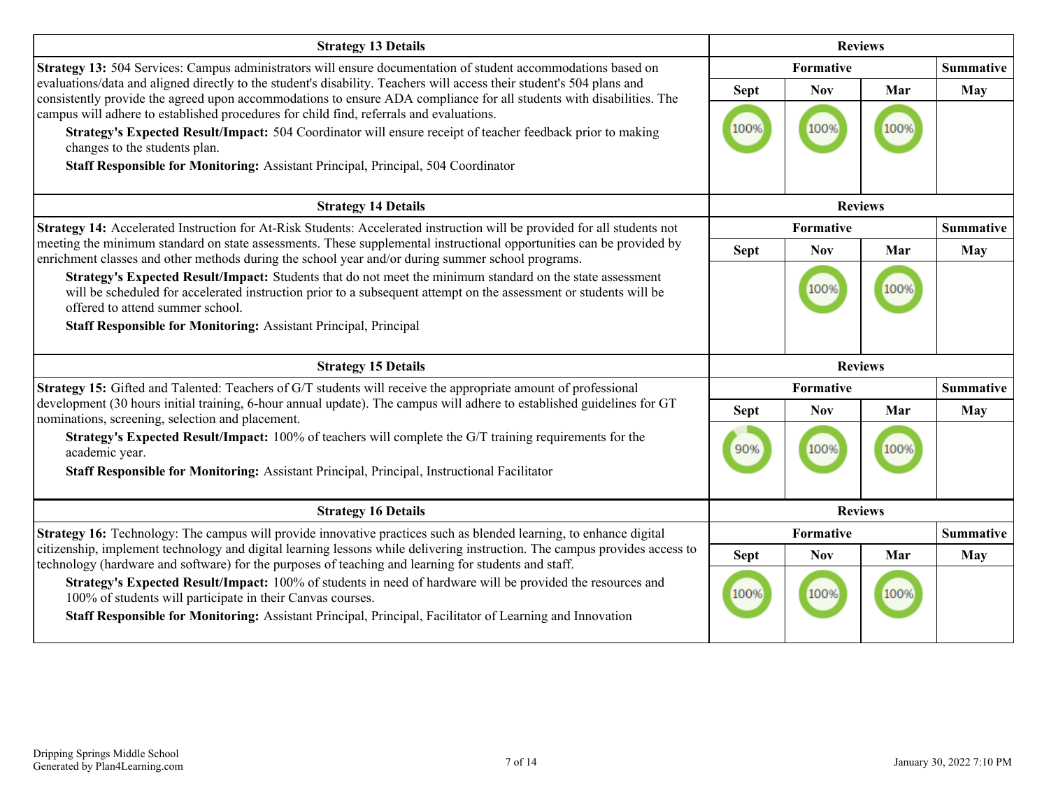| Strategy 13 Details | Reviews | | | |
|---|---|---|---|---|
| **Strategy 13:** 504 Services: Campus administrators will ensure documentation of student accommodations based on evaluations/data and aligned directly to the student's disability. Teachers will access their student's 504 plans and consistently provide the agreed upon accommodations to ensure ADA compliance for all students with disabilities. The campus will adhere to established procedures for child find, referrals and evaluations. | Formative | | | Summative |
| **Strategy's Expected Result/Impact:** 504 Coordinator will ensure receipt of teacher feedback prior to making changes to the students plan. | Sept | Nov | Mar | May |
| **Staff Responsible for Monitoring:** Assistant Principal, Principal, 504 Coordinator | 100% | 100% | 100% | |

| Strategy 14 Details | Reviews | | | |
|---|---|---|---|---|
| **Strategy 14:** Accelerated Instruction for At-Risk Students: Accelerated instruction will be provided for all students not meeting the minimum standard on state assessments. These supplemental instructional opportunities can be provided by enrichment classes and other methods during the school year and/or during summer school programs. | Formative | | | Summative |
| **Strategy's Expected Result/Impact:** Students that do not meet the minimum standard on the state assessment will be scheduled for accelerated instruction prior to a subsequent attempt on the assessment or students will be offered to attend summer school. | Sept | Nov | Mar | May |
| **Staff Responsible for Monitoring:** Assistant Principal, Principal | | 100% | 100% | |

| Strategy 15 Details | Reviews | | | |
|---|---|---|---|---|
| **Strategy 15:** Gifted and Talented: Teachers of G/T students will receive the appropriate amount of professional development (30 hours initial training, 6-hour annual update). The campus will adhere to established guidelines for GT nominations, screening, selection and placement. | Formative | | | Summative |
| **Strategy's Expected Result/Impact:** 100% of teachers will complete the G/T training requirements for the academic year. | Sept | Nov | Mar | May |
| **Staff Responsible for Monitoring:** Assistant Principal, Principal, Instructional Facilitator | 90% | 100% | 100% | |

| Strategy 16 Details | Reviews | | | |
|---|---|---|---|---|
| **Strategy 16:** Technology: The campus will provide innovative practices such as blended learning, to enhance digital citizenship, implement technology and digital learning lessons while delivering instruction. The campus provides access to technology (hardware and software) for the purposes of teaching and learning for students and staff. | Formative | | | Summative |
| **Strategy's Expected Result/Impact:** 100% of students in need of hardware will be provided the resources and 100% of students will participate in their Canvas courses. | Sept | Nov | Mar | May |
| **Staff Responsible for Monitoring:** Assistant Principal, Principal, Facilitator of Learning and Innovation | 100% | 100% | 100% | |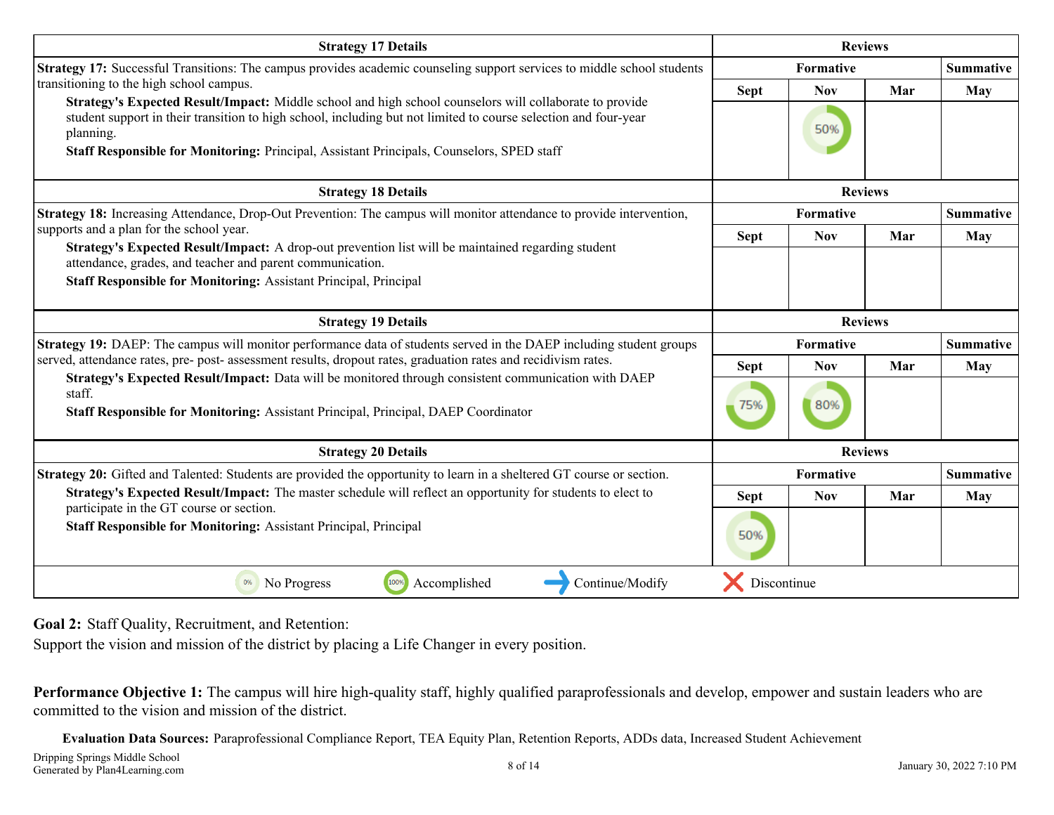| Strategy 17 Details | Reviews | | | |
|---|---|---|---|---|
| **Strategy 17:** Successful Transitions: The campus provides academic counseling support services to middle school students transitioning to the high school campus.<br>**Strategy's Expected Result/Impact:** Middle school and high school counselors will collaborate to provide student support in their transition to high school, including but not limited to course selection and four-year planning.<br>**Staff Responsible for Monitoring:** Principal, Assistant Principals, Counselors, SPED staff | Formative | | | Summative |
| | Sept | Nov | Mar | May |
| | | 50% | | |

| Strategy 18 Details | Reviews | | | |
|---|---|---|---|---|
| **Strategy 18:** Increasing Attendance, Drop-Out Prevention: The campus will monitor attendance to provide intervention, supports and a plan for the school year.<br>**Strategy's Expected Result/Impact:** A drop-out prevention list will be maintained regarding student attendance, grades, and teacher and parent communication.<br>**Staff Responsible for Monitoring:** Assistant Principal, Principal | Formative | | | Summative |
| | Sept | Nov | Mar | May |
| | | | | |

| Strategy 19 Details | Reviews | | | |
|---|---|---|---|---|
| **Strategy 19:** DAEP: The campus will monitor performance data of students served in the DAEP including student groups served, attendance rates, pre- post- assessment results, dropout rates, graduation rates and recidivism rates.<br>**Strategy's Expected Result/Impact:** Data will be monitored through consistent communication with DAEP staff.<br>**Staff Responsible for Monitoring:** Assistant Principal, Principal, DAEP Coordinator | Formative | | | Summative |
| | Sept | Nov | Mar | May |
| | 75% | 80% | | |

| Strategy 20 Details | Reviews | | | |
|---|---|---|---|---|
| **Strategy 20:** Gifted and Talented: Students are provided the opportunity to learn in a sheltered GT course or section.<br>**Strategy's Expected Result/Impact:** The master schedule will reflect an opportunity for students to elect to participate in the GT course or section.<br>**Staff Responsible for Monitoring:** Assistant Principal, Principal | Formative | | | Summative |
| | Sept | Nov | Mar | May |
| | 50% | | | |

0% No Progress | 100% Accomplished | Continue/Modify | Discontinue

**Goal 2:** Staff Quality, Recruitment, and Retention:
Support the vision and mission of the district by placing a Life Changer in every position.

**Performance Objective 1:** The campus will hire high-quality staff, highly qualified paraprofessionals and develop, empower and sustain leaders who are committed to the vision and mission of the district.

**Evaluation Data Sources:** Paraprofessional Compliance Report, TEA Equity Plan, Retention Reports, ADDs data, Increased Student Achievement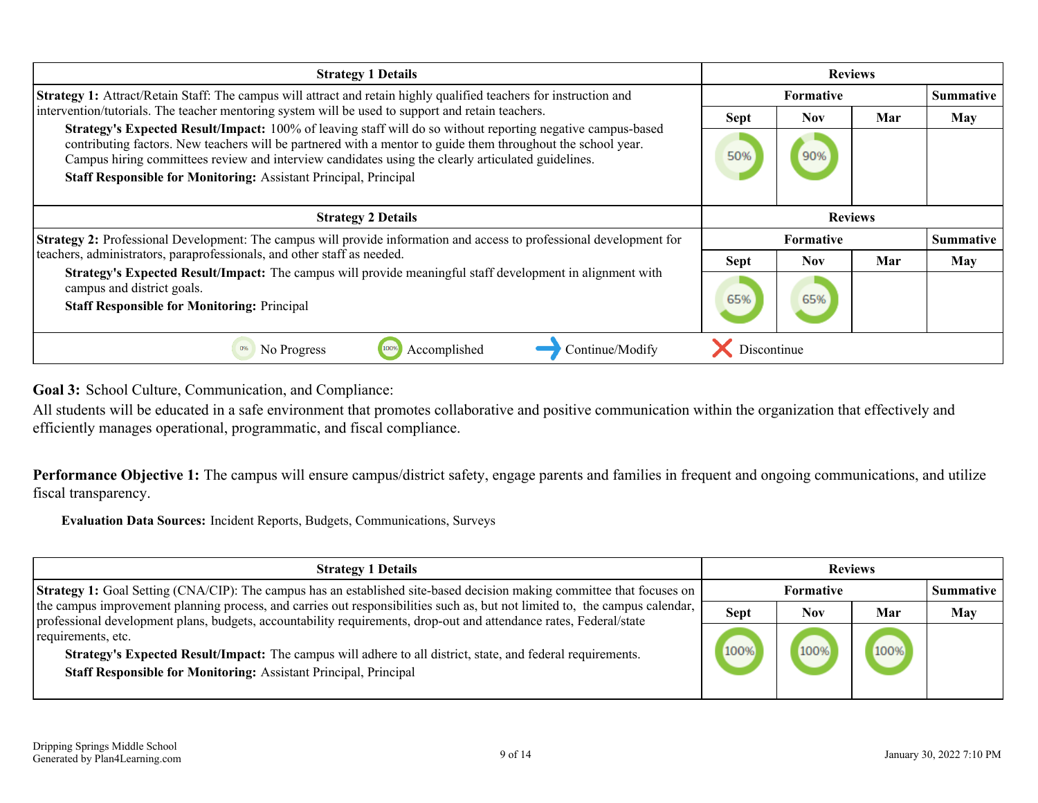| Strategy 1 Details | Reviews | | | |
|---|---|---|---|---|
| | Formative | | | Summative |
| | Sept | Nov | Mar | May |
| **Strategy 1:** Attract/Retain Staff: The campus will attract and retain highly qualified teachers for instruction and intervention/tutorials. The teacher mentoring system will be used to support and retain teachers. **Strategy's Expected Result/Impact:** 100% of leaving staff will do so without reporting negative campus-based contributing factors. New teachers will be partnered with a mentor to guide them throughout the school year. Campus hiring committees review and interview candidates using the clearly articulated guidelines. **Staff Responsible for Monitoring:** Assistant Principal, Principal | 50% | 90% | | |

| Strategy 2 Details | Reviews | | | |
|---|---|---|---|---|
| | Formative | | | Summative |
| | Sept | Nov | Mar | May |
| **Strategy 2:** Professional Development: The campus will provide information and access to professional development for teachers, administrators, paraprofessionals, and other staff as needed. **Strategy's Expected Result/Impact:** The campus will provide meaningful staff development in alignment with campus and district goals. **Staff Responsible for Monitoring:** Principal | 65% | 65% | | |

0% No Progress | 100% Accomplished | Continue/Modify | Discontinue

**Goal 3:** School Culture, Communication, and Compliance:

All students will be educated in a safe environment that promotes collaborative and positive communication within the organization that effectively and efficiently manages operational, programmatic, and fiscal compliance.

**Performance Objective 1:** The campus will ensure campus/district safety, engage parents and families in frequent and ongoing communications, and utilize fiscal transparency.

**Evaluation Data Sources:** Incident Reports, Budgets, Communications, Surveys

| Strategy 1 Details | Reviews | | | |
|---|---|---|---|---|
| | Formative | | | Summative |
| | Sept | Nov | Mar | May |
| **Strategy 1:** Goal Setting (CNA/CIP): The campus has an established site-based decision making committee that focuses on the campus improvement planning process, and carries out responsibilities such as, but not limited to, the campus calendar, professional development plans, budgets, accountability requirements, drop-out and attendance rates, Federal/state requirements, etc. **Strategy's Expected Result/Impact:** The campus will adhere to all district, state, and federal requirements. **Staff Responsible for Monitoring:** Assistant Principal, Principal | 100% | 100% | 100% | |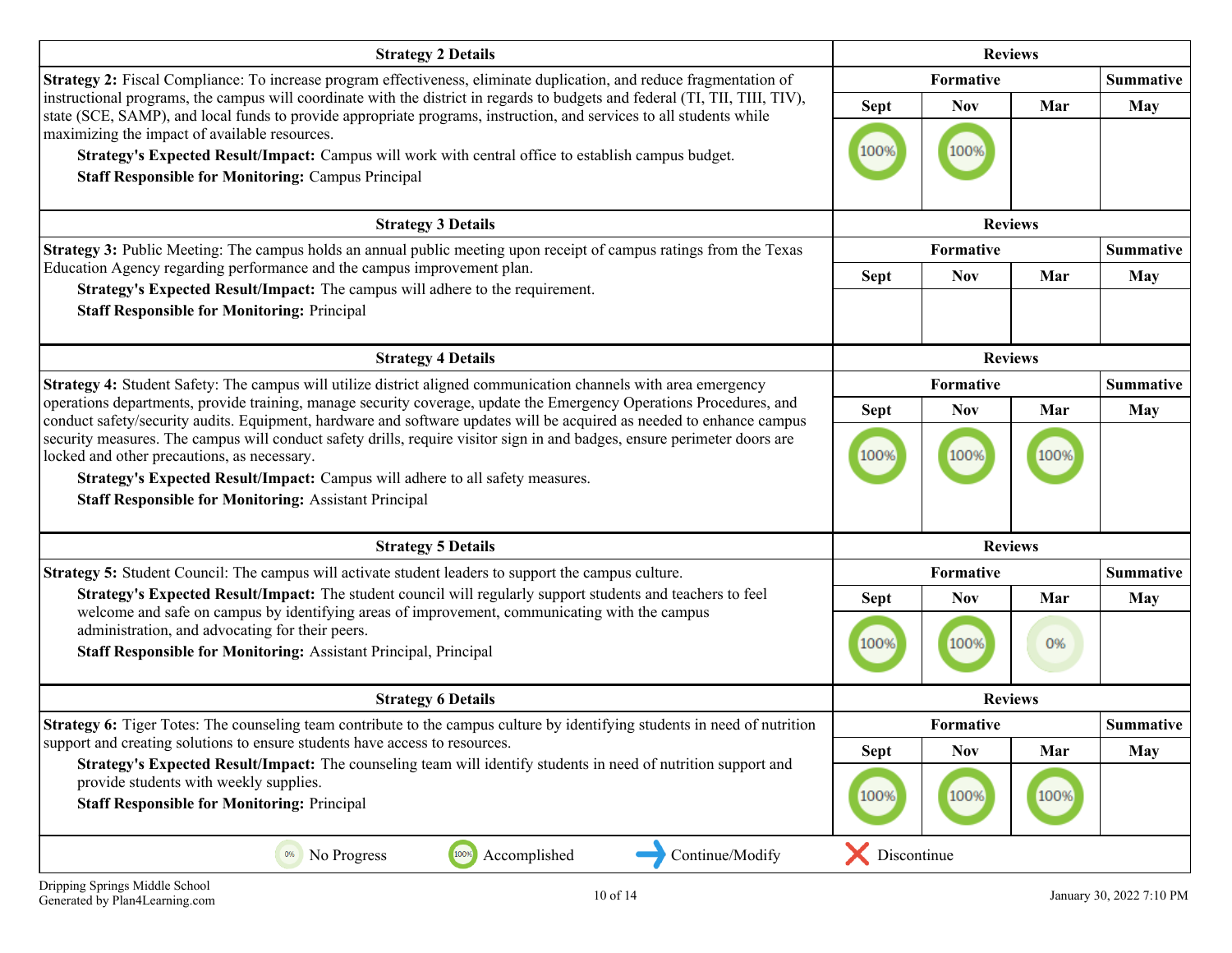| Strategy 2 Details | Reviews | | | |
|---|---|---|---|---|
| | Formative | | | Summative |
| **Strategy 2:** Fiscal Compliance: To increase program effectiveness, eliminate duplication, and reduce fragmentation of instructional programs, the campus will coordinate with the district in regards to budgets and federal (TI, TII, TIII, TIV), state (SCE, SAMP), and local funds to provide appropriate programs, instruction, and services to all students while maximizing the impact of available resources.<br>**Strategy's Expected Result/Impact:** Campus will work with central office to establish campus budget.<br>**Staff Responsible for Monitoring:** Campus Principal | Sept | Nov | Mar | May |
| | 100% | 100% | | |

| Strategy 3 Details | Reviews | | | |
|---|---|---|---|---|
| | Formative | | | Summative |
| **Strategy 3:** Public Meeting: The campus holds an annual public meeting upon receipt of campus ratings from the Texas Education Agency regarding performance and the campus improvement plan.<br>**Strategy's Expected Result/Impact:** The campus will adhere to the requirement.<br>**Staff Responsible for Monitoring:** Principal | Sept | Nov | Mar | May |
| | | | | |

| Strategy 4 Details | Reviews | | | |
|---|---|---|---|---|
| | Formative | | | Summative |
| **Strategy 4:** Student Safety: The campus will utilize district aligned communication channels with area emergency operations departments, provide training, manage security coverage, update the Emergency Operations Procedures, and conduct safety/security audits. Equipment, hardware and software updates will be acquired as needed to enhance campus security measures. The campus will conduct safety drills, require visitor sign in and badges, ensure perimeter doors are locked and other precautions, as necessary.<br>**Strategy's Expected Result/Impact:** Campus will adhere to all safety measures.<br>**Staff Responsible for Monitoring:** Assistant Principal | Sept | Nov | Mar | May |
| | 100% | 100% | 100% | |

| Strategy 5 Details | Reviews | | | |
|---|---|---|---|---|
| | Formative | | | Summative |
| **Strategy 5:** Student Council: The campus will activate student leaders to support the campus culture.<br>**Strategy's Expected Result/Impact:** The student council will regularly support students and teachers to feel welcome and safe on campus by identifying areas of improvement, communicating with the campus administration, and advocating for their peers.<br>**Staff Responsible for Monitoring:** Assistant Principal, Principal | Sept | Nov | Mar | May |
| | 100% | 100% | 0% | |

| Strategy 6 Details | Reviews | | | |
|---|---|---|---|---|
| | Formative | | | Summative |
| **Strategy 6:** Tiger Totes: The counseling team contribute to the campus culture by identifying students in need of nutrition support and creating solutions to ensure students have access to resources.<br>**Strategy's Expected Result/Impact:** The counseling team will identify students in need of nutrition support and provide students with weekly supplies.<br>**Staff Responsible for Monitoring:** Principal | Sept | Nov | Mar | May |
| | 100% | 100% | 100% | |

0% No Progress &nbsp;&nbsp; 100% Accomplished &nbsp;&nbsp; → Continue/Modify &nbsp;&nbsp; ✕ Discontinue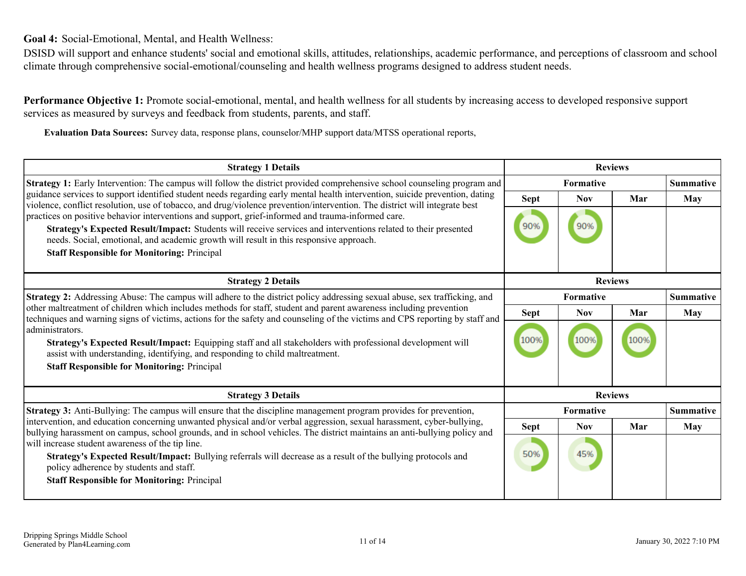**Goal 4:** Social-Emotional, Mental, and Health Wellness:

DSISD will support and enhance students' social and emotional skills, attitudes, relationships, academic performance, and perceptions of classroom and school climate through comprehensive social-emotional/counseling and health wellness programs designed to address student needs.

**Performance Objective 1:** Promote social-emotional, mental, and health wellness for all students by increasing access to developed responsive support services as measured by surveys and feedback from students, parents, and staff.

**Evaluation Data Sources:** Survey data, response plans, counselor/MHP support data/MTSS operational reports,

| Strategy 1 Details | Reviews | | | |
|---|---|---|---|---|
| | Formative | | | Summative |
| | Sept | Nov | Mar | May |
| **Strategy 1:** Early Intervention: The campus will follow the district provided comprehensive school counseling program and guidance services to support identified student needs regarding early mental health intervention, suicide prevention, dating violence, conflict resolution, use of tobacco, and drug/violence prevention/intervention. The district will integrate best practices on positive behavior interventions and support, grief-informed and trauma-informed care.<br>**Strategy's Expected Result/Impact:** Students will receive services and interventions related to their presented needs. Social, emotional, and academic growth will result in this responsive approach.<br>**Staff Responsible for Monitoring:** Principal | 90% | 90% | | |

| Strategy 2 Details | Reviews | | | |
|---|---|---|---|---|
| | Formative | | | Summative |
| | Sept | Nov | Mar | May |
| **Strategy 2:** Addressing Abuse: The campus will adhere to the district policy addressing sexual abuse, sex trafficking, and other maltreatment of children which includes methods for staff, student and parent awareness including prevention techniques and warning signs of victims, actions for the safety and counseling of the victims and CPS reporting by staff and administrators.<br>**Strategy's Expected Result/Impact:** Equipping staff and all stakeholders with professional development will assist with understanding, identifying, and responding to child maltreatment.<br>**Staff Responsible for Monitoring:** Principal | 100% | 100% | 100% | |

| Strategy 3 Details | Reviews | | | |
|---|---|---|---|---|
| | Formative | | | Summative |
| | Sept | Nov | Mar | May |
| **Strategy 3:** Anti-Bullying: The campus will ensure that the discipline management program provides for prevention, intervention, and education concerning unwanted physical and/or verbal aggression, sexual harassment, cyber-bullying, bullying harassment on campus, school grounds, and in school vehicles. The district maintains an anti-bullying policy and will increase student awareness of the tip line.<br>**Strategy's Expected Result/Impact:** Bullying referrals will decrease as a result of the bullying protocols and policy adherence by students and staff.<br>**Staff Responsible for Monitoring:** Principal | 50% | 45% | | |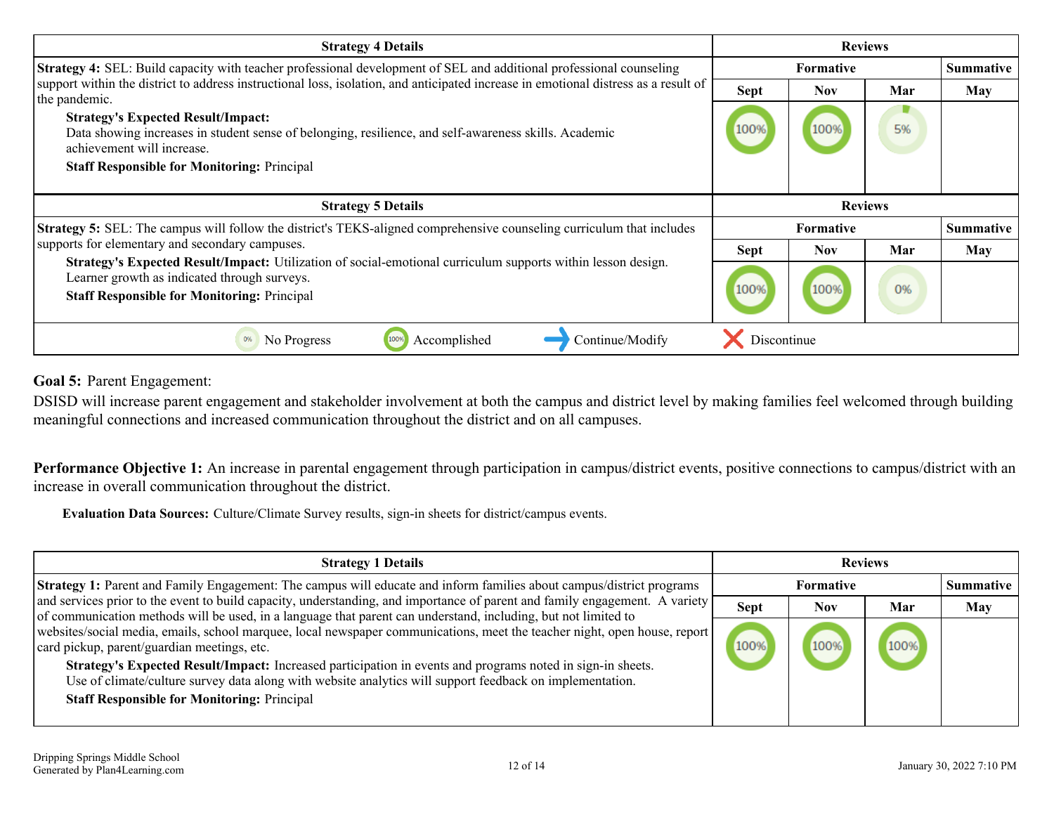| Strategy 4 Details | Reviews | | | |
|---|---|---|---|---|
| | Formative | | | Summative |
| | Sept | Nov | Mar | May |
| **Strategy 4:** SEL: Build capacity with teacher professional development of SEL and additional professional counseling support within the district to address instructional loss, isolation, and anticipated increase in emotional distress as a result of the pandemic.<br>**Strategy's Expected Result/Impact:** Data showing increases in student sense of belonging, resilience, and self-awareness skills. Academic achievement will increase.<br>**Staff Responsible for Monitoring:** Principal | 100% | 100% | 5% | |

| Strategy 5 Details | Reviews | | | |
|---|---|---|---|---|
| | Formative | | | Summative |
| | Sept | Nov | Mar | May |
| **Strategy 5:** SEL: The campus will follow the district's TEKS-aligned comprehensive counseling curriculum that includes supports for elementary and secondary campuses.<br>**Strategy's Expected Result/Impact:** Utilization of social-emotional curriculum supports within lesson design. Learner growth as indicated through surveys.<br>**Staff Responsible for Monitoring:** Principal | 100% | 100% | 0% | |

0% No Progress 100% Accomplished → Continue/Modify ✗ Discontinue

**Goal 5:** Parent Engagement:

DSISD will increase parent engagement and stakeholder involvement at both the campus and district level by making families feel welcomed through building meaningful connections and increased communication throughout the district and on all campuses.

**Performance Objective 1:** An increase in parental engagement through participation in campus/district events, positive connections to campus/district with an increase in overall communication throughout the district.

**Evaluation Data Sources:** Culture/Climate Survey results, sign-in sheets for district/campus events.

| Strategy 1 Details | Reviews | | | |
|---|---|---|---|---|
| | Formative | | | Summative |
| | Sept | Nov | Mar | May |
| **Strategy 1:** Parent and Family Engagement: The campus will educate and inform families about campus/district programs and services prior to the event to build capacity, understanding, and importance of parent and family engagement. A variety of communication methods will be used, in a language that parent can understand, including, but not limited to websites/social media, emails, school marquee, local newspaper communications, meet the teacher night, open house, report card pickup, parent/guardian meetings, etc.<br>**Strategy's Expected Result/Impact:** Increased participation in events and programs noted in sign-in sheets. Use of climate/culture survey data along with website analytics will support feedback on implementation.<br>**Staff Responsible for Monitoring:** Principal | 100% | 100% | 100% | |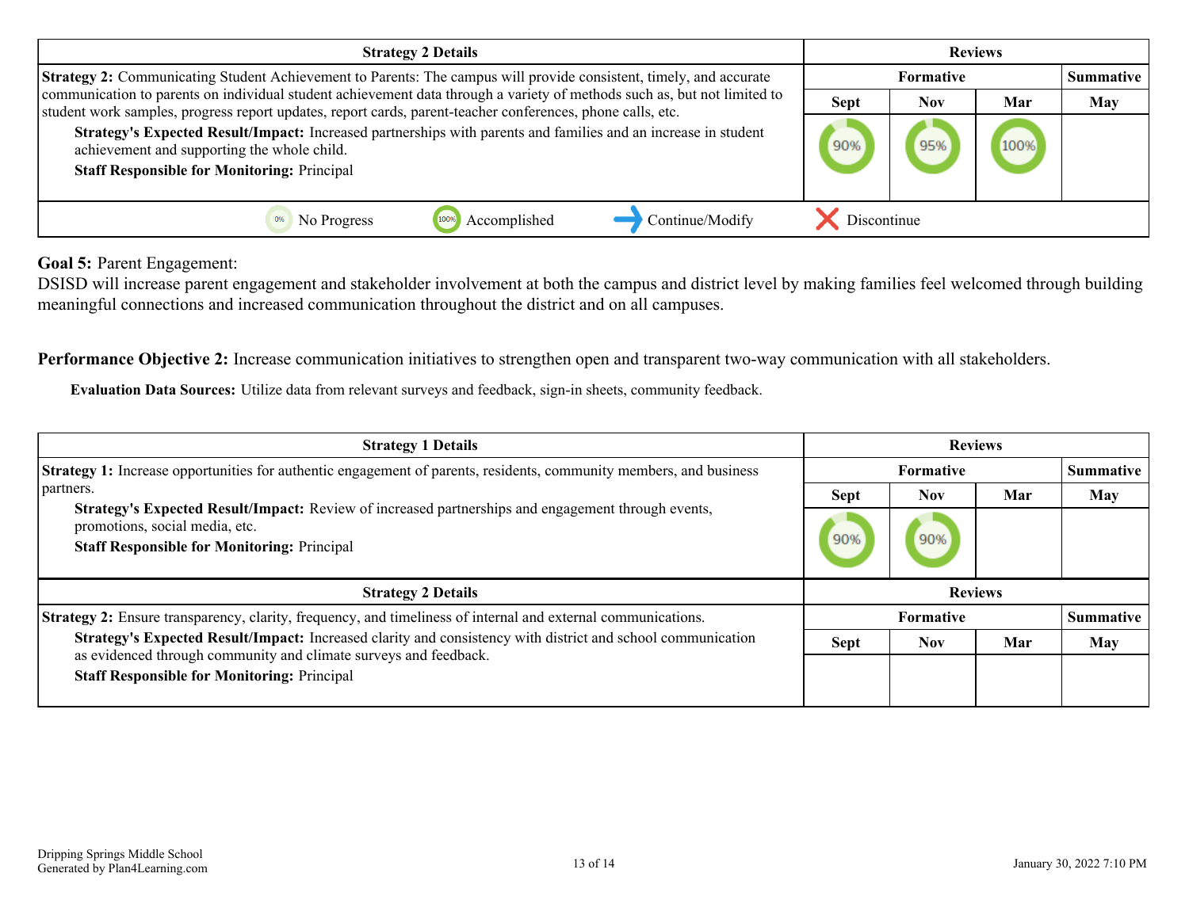| Strategy 2 Details | Reviews | | | |
|---|---|---|---|---|
| **Strategy 2:** Communicating Student Achievement to Parents: The campus will provide consistent, timely, and accurate communication to parents on individual student achievement data through a variety of methods such as, but not limited to student work samples, progress report updates, report cards, parent-teacher conferences, phone calls, etc. **Strategy's Expected Result/Impact:** Increased partnerships with parents and families and an increase in student achievement and supporting the whole child. **Staff Responsible for Monitoring:** Principal | **Formative** | | | **Summative** |
| | Sept | Nov | Mar | May |
| | 90% | 95% | 100% | |

0% No Progress | 100% Accomplished | Continue/Modify | Discontinue

**Goal 5:** Parent Engagement:
DSISD will increase parent engagement and stakeholder involvement at both the campus and district level by making families feel welcomed through building meaningful connections and increased communication throughout the district and on all campuses.

**Performance Objective 2:** Increase communication initiatives to strengthen open and transparent two-way communication with all stakeholders.

**Evaluation Data Sources:** Utilize data from relevant surveys and feedback, sign-in sheets, community feedback.

| Strategy 1 Details | Reviews | | | |
|---|---|---|---|---|
| **Strategy 1:** Increase opportunities for authentic engagement of parents, residents, community members, and business partners. **Strategy's Expected Result/Impact:** Review of increased partnerships and engagement through events, promotions, social media, etc. **Staff Responsible for Monitoring:** Principal | **Formative** | | | **Summative** |
| | Sept | Nov | Mar | May |
| | 90% | 90% | | |

| Strategy 2 Details | Reviews | | | |
|---|---|---|---|---|
| **Strategy 2:** Ensure transparency, clarity, frequency, and timeliness of internal and external communications. **Strategy's Expected Result/Impact:** Increased clarity and consistency with district and school communication as evidenced through community and climate surveys and feedback. **Staff Responsible for Monitoring:** Principal | **Formative** | | | **Summative** |
| | Sept | Nov | Mar | May |
| | | | | |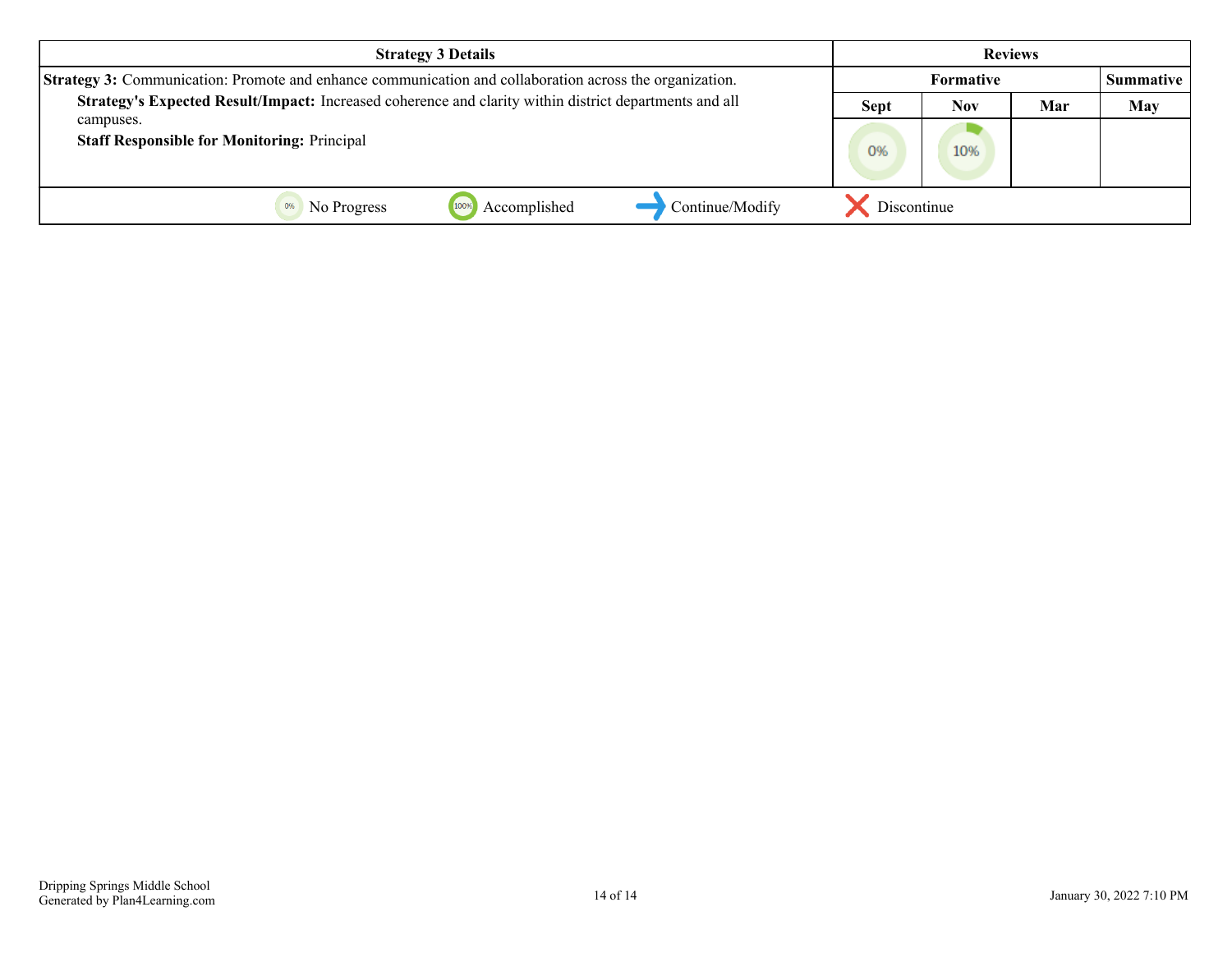| Strategy 3 Details | Reviews | | | |
|---|---|---|---|---|
| | Formative | | | Summative |
| | Sept | Nov | Mar | May |
| **Strategy 3:** Communication: Promote and enhance communication and collaboration across the organization.<br>**Strategy's Expected Result/Impact:** Increased coherence and clarity within district departments and all campuses.<br>**Staff Responsible for Monitoring:** Principal | 0% | 10% | | |

0% No Progress &nbsp;&nbsp; 100% Accomplished &nbsp;&nbsp; Continue/Modify &nbsp;&nbsp; Discontinue

Dripping Springs Middle School
Generated by Plan4Learning.com

January 30, 2022 7:10 PM